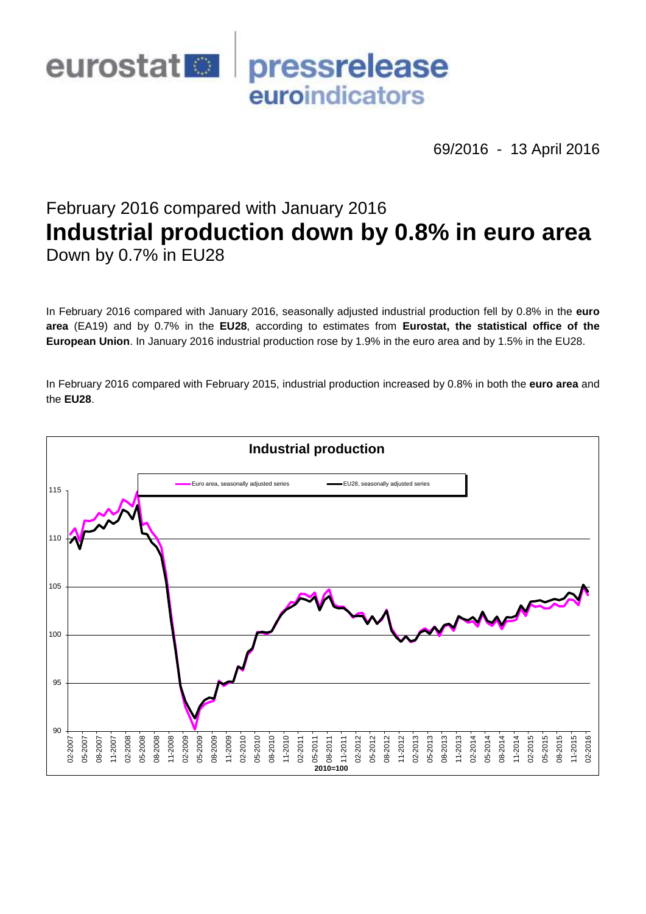eurostat pressrelease euroindicators

69/2016 - 13 April 2016

## February 2016 compared with January 2016

# Industrial production down by 0.8% in euro area

## Down by 0.7% in EU28

In February 2016 compared with January 2016, seasonally adjusted industrial production fell by 0.8% in the **euro area** (EA19) and by 0.7% in the **EU28**, according to estimates from **Eurostat, the statistical office of the European Union**. In January 2016 industrial production rose by 1.9% in the euro area and by 1.5% in the EU28.

In February 2016 compared with February 2015, industrial production increased by 0.8% in both the **euro area** and the **EU28**.

**Industrial production**

Euro area, seasonally adjusted series — EU28, seasonally adjusted series

2010=100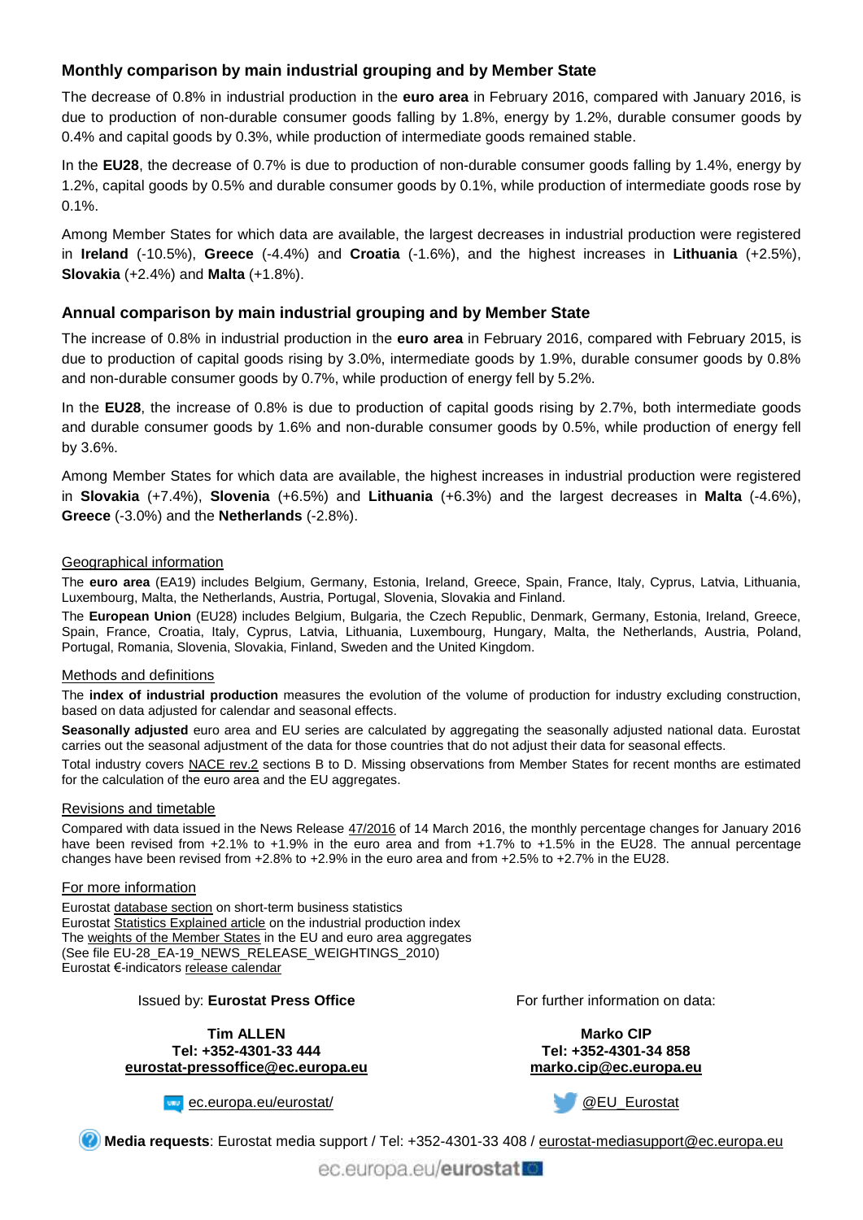## Monthly comparison by main industrial grouping and by Member State

The decrease of 0.8% in industrial production in the **euro area** in February 2016, compared with January 2016, is due to production of non-durable consumer goods falling by 1.8%, energy by 1.2%, durable consumer goods by 0.4% and capital goods by 0.3%, while production of intermediate goods remained stable.

In the **EU28**, the decrease of 0.7% is due to production of non-durable consumer goods falling by 1.4%, energy by 1.2%, capital goods by 0.5% and durable consumer goods by 0.1%, while production of intermediate goods rose by 0.1%.

Among Member States for which data are available, the largest decreases in industrial production were registered in **Ireland** (-10.5%), **Greece** (-4.4%) and **Croatia** (-1.6%), and the highest increases in **Lithuania** (+2.5%), **Slovakia** (+2.4%) and **Malta** (+1.8%).

## Annual comparison by main industrial grouping and by Member State

The increase of 0.8% in industrial production in the **euro area** in February 2016, compared with February 2015, is due to production of capital goods rising by 3.0%, intermediate goods by 1.9%, durable consumer goods by 0.8% and non-durable consumer goods by 0.7%, while production of energy fell by 5.2%.

In the **EU28**, the increase of 0.8% is due to production of capital goods rising by 2.7%, both intermediate goods and durable consumer goods by 1.6% and non-durable consumer goods by 0.5%, while production of energy fell by 3.6%.

Among Member States for which data are available, the highest increases in industrial production were registered in **Slovakia** (+7.4%), **Slovenia** (+6.5%) and **Lithuania** (+6.3%) and the largest decreases in **Malta** (-4.6%), **Greece** (-3.0%) and the **Netherlands** (-2.8%).

### Geographical information

The **euro area** (EA19) includes Belgium, Germany, Estonia, Ireland, Greece, Spain, France, Italy, Cyprus, Latvia, Lithuania, Luxembourg, Malta, the Netherlands, Austria, Portugal, Slovenia, Slovakia and Finland.

The **European Union** (EU28) includes Belgium, Bulgaria, the Czech Republic, Denmark, Germany, Estonia, Ireland, Greece, Spain, France, Croatia, Italy, Cyprus, Latvia, Lithuania, Luxembourg, Hungary, Malta, the Netherlands, Austria, Poland, Portugal, Romania, Slovenia, Slovakia, Finland, Sweden and the United Kingdom.

### Methods and definitions

The **index of industrial production** measures the evolution of the volume of production for industry excluding construction, based on data adjusted for calendar and seasonal effects.

**Seasonally adjusted** euro area and EU series are calculated by aggregating the seasonally adjusted national data. Eurostat carries out the seasonal adjustment of the data for those countries that do not adjust their data for seasonal effects.

Total industry covers NACE rev.2 sections B to D. Missing observations from Member States for recent months are estimated for the calculation of the euro area and the EU aggregates.

### Revisions and timetable

Compared with data issued in the News Release 47/2016 of 14 March 2016, the monthly percentage changes for January 2016 have been revised from +2.1% to +1.9% in the euro area and from +1.7% to +1.5% in the EU28. The annual percentage changes have been revised from +2.8% to +2.9% in the euro area and from +2.5% to +2.7% in the EU28.

### For more information

Eurostat database section on short-term business statistics
Eurostat Statistics Explained article on the industrial production index
The weights of the Member States in the EU and euro area aggregates
(See file EU-28_EA-19_NEWS_RELEASE_WEIGHTINGS_2010)
Eurostat €-indicators release calendar

Issued by: **Eurostat Press Office**

**Tim ALLEN**
**Tel: +352-4301-33 444**
**eurostat-pressoffice@ec.europa.eu**

For further information on data:

**Marko CIP**
**Tel: +352-4301-34 858**
**marko.cip@ec.europa.eu**

ec.europa.eu/eurostat/

@EU_Eurostat

**Media requests**: Eurostat media support / Tel: +352-4301-33 408 / eurostat-mediasupport@ec.europa.eu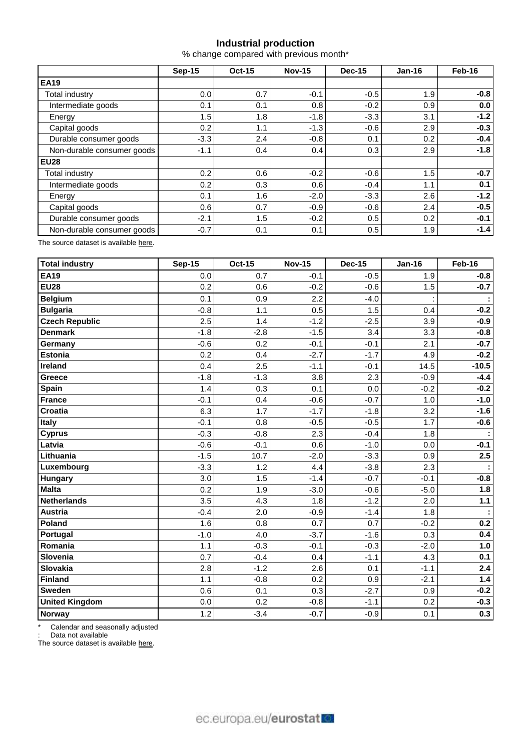### Industrial production

% change compared with previous month*

| | Sep-15 | Oct-15 | Nov-15 | Dec-15 | Jan-16 | Feb-16 |
|---|---|---|---|---|---|---|
| **EA19** | | | | | | |
| Total industry | 0.0 | 0.7 | -0.1 | -0.5 | 1.9 | **-0.8** |
| Intermediate goods | 0.1 | 0.1 | 0.8 | -0.2 | 0.9 | **0.0** |
| Energy | 1.5 | 1.8 | -1.8 | -3.3 | 3.1 | **-1.2** |
| Capital goods | 0.2 | 1.1 | -1.3 | -0.6 | 2.9 | **-0.3** |
| Durable consumer goods | -3.3 | 2.4 | -0.8 | 0.1 | 0.2 | **-0.4** |
| Non-durable consumer goods | -1.1 | 0.4 | 0.4 | 0.3 | 2.9 | **-1.8** |
| **EU28** | | | | | | |
| Total industry | 0.2 | 0.6 | -0.2 | -0.6 | 1.5 | **-0.7** |
| Intermediate goods | 0.2 | 0.3 | 0.6 | -0.4 | 1.1 | **0.1** |
| Energy | 0.1 | 1.6 | -2.0 | -3.3 | 2.6 | **-1.2** |
| Capital goods | 0.6 | 0.7 | -0.9 | -0.6 | 2.4 | **-0.5** |
| Durable consumer goods | -2.1 | 1.5 | -0.2 | 0.5 | 0.2 | **-0.1** |
| Non-durable consumer goods | -0.7 | 0.1 | 0.1 | 0.5 | 1.9 | **-1.4** |

The source dataset is available here.

| **Total industry** | Sep-15 | Oct-15 | Nov-15 | Dec-15 | Jan-16 | Feb-16 |
|---|---|---|---|---|---|---|
| **EA19** | 0.0 | 0.7 | -0.1 | -0.5 | 1.9 | **-0.8** |
| **EU28** | 0.2 | 0.6 | -0.2 | -0.6 | 1.5 | **-0.7** |
| **Belgium** | 0.1 | 0.9 | 2.2 | -4.0 | : | **:** |
| **Bulgaria** | -0.8 | 1.1 | 0.5 | 1.5 | 0.4 | **-0.2** |
| **Czech Republic** | 2.5 | 1.4 | -1.2 | -2.5 | 3.9 | **-0.9** |
| **Denmark** | -1.8 | -2.8 | -1.5 | 3.4 | 3.3 | **-0.8** |
| **Germany** | -0.6 | 0.2 | -0.1 | -0.1 | 2.1 | **-0.7** |
| **Estonia** | 0.2 | 0.4 | -2.7 | -1.7 | 4.9 | **-0.2** |
| **Ireland** | 0.4 | 2.5 | -1.1 | -0.1 | 14.5 | **-10.5** |
| **Greece** | -1.8 | -1.3 | 3.8 | 2.3 | -0.9 | **-4.4** |
| **Spain** | 1.4 | 0.3 | 0.1 | 0.0 | -0.2 | **-0.2** |
| **France** | -0.1 | 0.4 | -0.6 | -0.7 | 1.0 | **-1.0** |
| **Croatia** | 6.3 | 1.7 | -1.7 | -1.8 | 3.2 | **-1.6** |
| **Italy** | -0.1 | 0.8 | -0.5 | -0.5 | 1.7 | **-0.6** |
| **Cyprus** | -0.3 | -0.8 | 2.3 | -0.4 | 1.8 | **:** |
| **Latvia** | -0.6 | -0.1 | 0.6 | -1.0 | 0.0 | **-0.1** |
| **Lithuania** | -1.5 | 10.7 | -2.0 | -3.3 | 0.9 | **2.5** |
| **Luxembourg** | -3.3 | 1.2 | 4.4 | -3.8 | 2.3 | **:** |
| **Hungary** | 3.0 | 1.5 | -1.4 | -0.7 | -0.1 | **-0.8** |
| **Malta** | 0.2 | 1.9 | -3.0 | -0.6 | -5.0 | **1.8** |
| **Netherlands** | 3.5 | 4.3 | 1.8 | -1.2 | 2.0 | **1.1** |
| **Austria** | -0.4 | 2.0 | -0.9 | -1.4 | 1.8 | **:** |
| **Poland** | 1.6 | 0.8 | 0.7 | 0.7 | -0.2 | **0.2** |
| **Portugal** | -1.0 | 4.0 | -3.7 | -1.6 | 0.3 | **0.4** |
| **Romania** | 1.1 | -0.3 | -0.1 | -0.3 | -2.0 | **1.0** |
| **Slovenia** | 0.7 | -0.4 | 0.4 | -1.1 | 4.3 | **0.1** |
| **Slovakia** | 2.8 | -1.2 | 2.6 | 0.1 | -1.1 | **2.4** |
| **Finland** | 1.1 | -0.8 | 0.2 | 0.9 | -2.1 | **1.4** |
| **Sweden** | 0.6 | 0.1 | 0.3 | -2.7 | 0.9 | **-0.2** |
| **United Kingdom** | 0.0 | 0.2 | -0.8 | -1.1 | 0.2 | **-0.3** |
| **Norway** | 1.2 | -3.4 | -0.7 | -0.9 | 0.1 | **0.3** |

\* Calendar and seasonally adjusted

: Data not available

The source dataset is available here.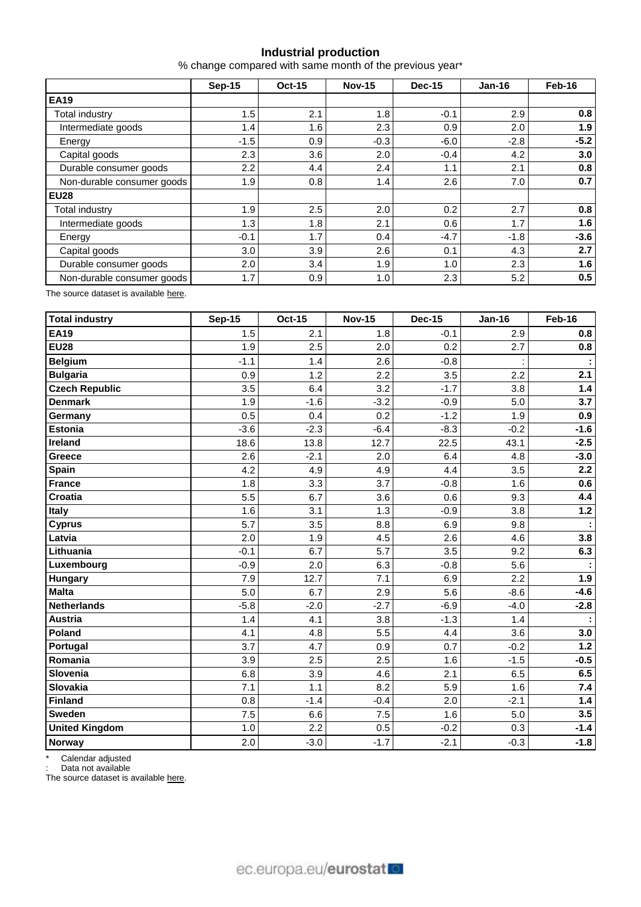## Industrial production

% change compared with same month of the previous year*

| | Sep-15 | Oct-15 | Nov-15 | Dec-15 | Jan-16 | Feb-16 |
|---|---|---|---|---|---|---|
| **EA19** | | | | | | |
| Total industry | 1.5 | 2.1 | 1.8 | -0.1 | 2.9 | **0.8** |
| Intermediate goods | 1.4 | 1.6 | 2.3 | 0.9 | 2.0 | **1.9** |
| Energy | -1.5 | 0.9 | -0.3 | -6.0 | -2.8 | **-5.2** |
| Capital goods | 2.3 | 3.6 | 2.0 | -0.4 | 4.2 | **3.0** |
| Durable consumer goods | 2.2 | 4.4 | 2.4 | 1.1 | 2.1 | **0.8** |
| Non-durable consumer goods | 1.9 | 0.8 | 1.4 | 2.6 | 7.0 | **0.7** |
| **EU28** | | | | | | |
| Total industry | 1.9 | 2.5 | 2.0 | 0.2 | 2.7 | **0.8** |
| Intermediate goods | 1.3 | 1.8 | 2.1 | 0.6 | 1.7 | **1.6** |
| Energy | -0.1 | 1.7 | 0.4 | -4.7 | -1.8 | **-3.6** |
| Capital goods | 3.0 | 3.9 | 2.6 | 0.1 | 4.3 | **2.7** |
| Durable consumer goods | 2.0 | 3.4 | 1.9 | 1.0 | 2.3 | **1.6** |
| Non-durable consumer goods | 1.7 | 0.9 | 1.0 | 2.3 | 5.2 | **0.5** |

The source dataset is available here.

| **Total industry** | Sep-15 | Oct-15 | Nov-15 | Dec-15 | Jan-16 | Feb-16 |
|---|---|---|---|---|---|---|
| **EA19** | 1.5 | 2.1 | 1.8 | -0.1 | 2.9 | **0.8** |
| **EU28** | 1.9 | 2.5 | 2.0 | 0.2 | 2.7 | **0.8** |
| **Belgium** | -1.1 | 1.4 | 2.6 | -0.8 | : | **:** |
| **Bulgaria** | 0.9 | 1.2 | 2.2 | 3.5 | 2.2 | **2.1** |
| **Czech Republic** | 3.5 | 6.4 | 3.2 | -1.7 | 3.8 | **1.4** |
| **Denmark** | 1.9 | -1.6 | -3.2 | -0.9 | 5.0 | **3.7** |
| **Germany** | 0.5 | 0.4 | 0.2 | -1.2 | 1.9 | **0.9** |
| **Estonia** | -3.6 | -2.3 | -6.4 | -8.3 | -0.2 | **-1.6** |
| **Ireland** | 18.6 | 13.8 | 12.7 | 22.5 | 43.1 | **-2.5** |
| **Greece** | 2.6 | -2.1 | 2.0 | 6.4 | 4.8 | **-3.0** |
| **Spain** | 4.2 | 4.9 | 4.9 | 4.4 | 3.5 | **2.2** |
| **France** | 1.8 | 3.3 | 3.7 | -0.8 | 1.6 | **0.6** |
| **Croatia** | 5.5 | 6.7 | 3.6 | 0.6 | 9.3 | **4.4** |
| **Italy** | 1.6 | 3.1 | 1.3 | -0.9 | 3.8 | **1.2** |
| **Cyprus** | 5.7 | 3.5 | 8.8 | 6.9 | 9.8 | **:** |
| **Latvia** | 2.0 | 1.9 | 4.5 | 2.6 | 4.6 | **3.8** |
| **Lithuania** | -0.1 | 6.7 | 5.7 | 3.5 | 9.2 | **6.3** |
| **Luxembourg** | -0.9 | 2.0 | 6.3 | -0.8 | 5.6 | **:** |
| **Hungary** | 7.9 | 12.7 | 7.1 | 6.9 | 2.2 | **1.9** |
| **Malta** | 5.0 | 6.7 | 2.9 | 5.6 | -8.6 | **-4.6** |
| **Netherlands** | -5.8 | -2.0 | -2.7 | -6.9 | -4.0 | **-2.8** |
| **Austria** | 1.4 | 4.1 | 3.8 | -1.3 | 1.4 | **:** |
| **Poland** | 4.1 | 4.8 | 5.5 | 4.4 | 3.6 | **3.0** |
| **Portugal** | 3.7 | 4.7 | 0.9 | 0.7 | -0.2 | **1.2** |
| **Romania** | 3.9 | 2.5 | 2.5 | 1.6 | -1.5 | **-0.5** |
| **Slovenia** | 6.8 | 3.9 | 4.6 | 2.1 | 6.5 | **6.5** |
| **Slovakia** | 7.1 | 1.1 | 8.2 | 5.9 | 1.6 | **7.4** |
| **Finland** | 0.8 | -1.4 | -0.4 | 2.0 | -2.1 | **1.4** |
| **Sweden** | 7.5 | 6.6 | 7.5 | 1.6 | 5.0 | **3.5** |
| **United Kingdom** | 1.0 | 2.2 | 0.5 | -0.2 | 0.3 | **-1.4** |
| **Norway** | 2.0 | -3.0 | -1.7 | -2.1 | -0.3 | **-1.8** |

\* Calendar adjusted

: Data not available

The source dataset is available here.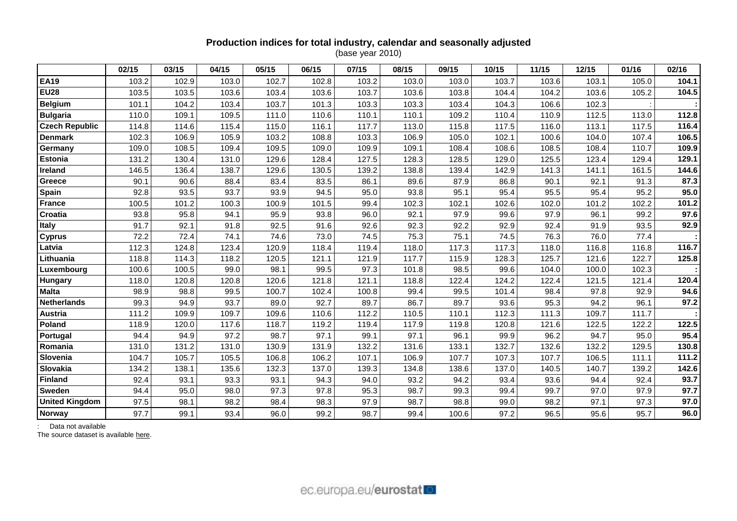**Production indices for total industry, calendar and seasonally adjusted**
(base year 2010)

| | 02/15 | 03/15 | 04/15 | 05/15 | 06/15 | 07/15 | 08/15 | 09/15 | 10/15 | 11/15 | 12/15 | 01/16 | 02/16 |
|---|---|---|---|---|---|---|---|---|---|---|---|---|---|
| **EA19** | 103.2 | 102.9 | 103.0 | 102.7 | 102.8 | 103.2 | 103.0 | 103.0 | 103.7 | 103.6 | 103.1 | 105.0 | **104.1** |
| **EU28** | 103.5 | 103.5 | 103.6 | 103.4 | 103.6 | 103.7 | 103.6 | 103.8 | 104.4 | 104.2 | 103.6 | 105.2 | **104.5** |
| **Belgium** | 101.1 | 104.2 | 103.4 | 103.7 | 101.3 | 103.3 | 103.3 | 103.4 | 104.3 | 106.6 | 102.3 | : | **:** |
| **Bulgaria** | 110.0 | 109.1 | 109.5 | 111.0 | 110.6 | 110.1 | 110.1 | 109.2 | 110.4 | 110.9 | 112.5 | 113.0 | **112.8** |
| **Czech Republic** | 114.8 | 114.6 | 115.4 | 115.0 | 116.1 | 117.7 | 113.0 | 115.8 | 117.5 | 116.0 | 113.1 | 117.5 | **116.4** |
| **Denmark** | 102.3 | 106.9 | 105.9 | 103.2 | 108.8 | 103.3 | 106.9 | 105.0 | 102.1 | 100.6 | 104.0 | 107.4 | **106.5** |
| **Germany** | 109.0 | 108.5 | 109.4 | 109.5 | 109.0 | 109.9 | 109.1 | 108.4 | 108.6 | 108.5 | 108.4 | 110.7 | **109.9** |
| **Estonia** | 131.2 | 130.4 | 131.0 | 129.6 | 128.4 | 127.5 | 128.3 | 128.5 | 129.0 | 125.5 | 123.4 | 129.4 | **129.1** |
| **Ireland** | 146.5 | 136.4 | 138.7 | 129.6 | 130.5 | 139.2 | 138.8 | 139.4 | 142.9 | 141.3 | 141.1 | 161.5 | **144.6** |
| **Greece** | 90.1 | 90.6 | 88.4 | 83.4 | 83.5 | 86.1 | 89.6 | 87.9 | 86.8 | 90.1 | 92.1 | 91.3 | **87.3** |
| **Spain** | 92.8 | 93.5 | 93.7 | 93.9 | 94.5 | 95.0 | 93.8 | 95.1 | 95.4 | 95.5 | 95.4 | 95.2 | **95.0** |
| **France** | 100.5 | 101.2 | 100.3 | 100.9 | 101.5 | 99.4 | 102.3 | 102.1 | 102.6 | 102.0 | 101.2 | 102.2 | **101.2** |
| **Croatia** | 93.8 | 95.8 | 94.1 | 95.9 | 93.8 | 96.0 | 92.1 | 97.9 | 99.6 | 97.9 | 96.1 | 99.2 | **97.6** |
| **Italy** | 91.7 | 92.1 | 91.8 | 92.5 | 91.6 | 92.6 | 92.3 | 92.2 | 92.9 | 92.4 | 91.9 | 93.5 | **92.9** |
| **Cyprus** | 72.2 | 72.4 | 74.1 | 74.6 | 73.0 | 74.5 | 75.3 | 75.1 | 74.5 | 76.3 | 76.0 | 77.4 | **:** |
| **Latvia** | 112.3 | 124.8 | 123.4 | 120.9 | 118.4 | 119.4 | 118.0 | 117.3 | 117.3 | 118.0 | 116.8 | 116.8 | **116.7** |
| **Lithuania** | 118.8 | 114.3 | 118.2 | 120.5 | 121.1 | 121.9 | 117.7 | 115.9 | 128.3 | 125.7 | 121.6 | 122.7 | **125.8** |
| **Luxembourg** | 100.6 | 100.5 | 99.0 | 98.1 | 99.5 | 97.3 | 101.8 | 98.5 | 99.6 | 104.0 | 100.0 | 102.3 | **:** |
| **Hungary** | 118.0 | 120.8 | 120.8 | 120.6 | 121.8 | 121.1 | 118.8 | 122.4 | 124.2 | 122.4 | 121.5 | 121.4 | **120.4** |
| **Malta** | 98.9 | 98.8 | 99.5 | 100.7 | 102.4 | 100.8 | 99.4 | 99.5 | 101.4 | 98.4 | 97.8 | 92.9 | **94.6** |
| **Netherlands** | 99.3 | 94.9 | 93.7 | 89.0 | 92.7 | 89.7 | 86.7 | 89.7 | 93.6 | 95.3 | 94.2 | 96.1 | **97.2** |
| **Austria** | 111.2 | 109.9 | 109.7 | 109.6 | 110.6 | 112.2 | 110.5 | 110.1 | 112.3 | 111.3 | 109.7 | 111.7 | **:** |
| **Poland** | 118.9 | 120.0 | 117.6 | 118.7 | 119.2 | 119.4 | 117.9 | 119.8 | 120.8 | 121.6 | 122.5 | 122.2 | **122.5** |
| **Portugal** | 94.4 | 94.9 | 97.2 | 98.7 | 97.1 | 99.1 | 97.1 | 96.1 | 99.9 | 96.2 | 94.7 | 95.0 | **95.4** |
| **Romania** | 131.0 | 131.2 | 131.0 | 130.9 | 131.9 | 132.2 | 131.6 | 133.1 | 132.7 | 132.6 | 132.2 | 129.5 | **130.8** |
| **Slovenia** | 104.7 | 105.7 | 105.5 | 106.8 | 106.2 | 107.1 | 106.9 | 107.7 | 107.3 | 107.7 | 106.5 | 111.1 | **111.2** |
| **Slovakia** | 134.2 | 138.1 | 135.6 | 132.3 | 137.0 | 139.3 | 134.8 | 138.6 | 137.0 | 140.5 | 140.7 | 139.2 | **142.6** |
| **Finland** | 92.4 | 93.1 | 93.3 | 93.1 | 94.3 | 94.0 | 93.2 | 94.2 | 93.4 | 93.6 | 94.4 | 92.4 | **93.7** |
| **Sweden** | 94.4 | 95.0 | 98.0 | 97.3 | 97.8 | 95.3 | 98.7 | 99.3 | 99.4 | 99.7 | 97.0 | 97.9 | **97.7** |
| **United Kingdom** | 97.5 | 98.1 | 98.2 | 98.4 | 98.3 | 97.9 | 98.7 | 98.8 | 99.0 | 98.2 | 97.1 | 97.3 | **97.0** |
| **Norway** | 97.7 | 99.1 | 93.4 | 96.0 | 99.2 | 98.7 | 99.4 | 100.6 | 97.2 | 96.5 | 95.6 | 95.7 | **96.0** |

: Data not available

The source dataset is available here.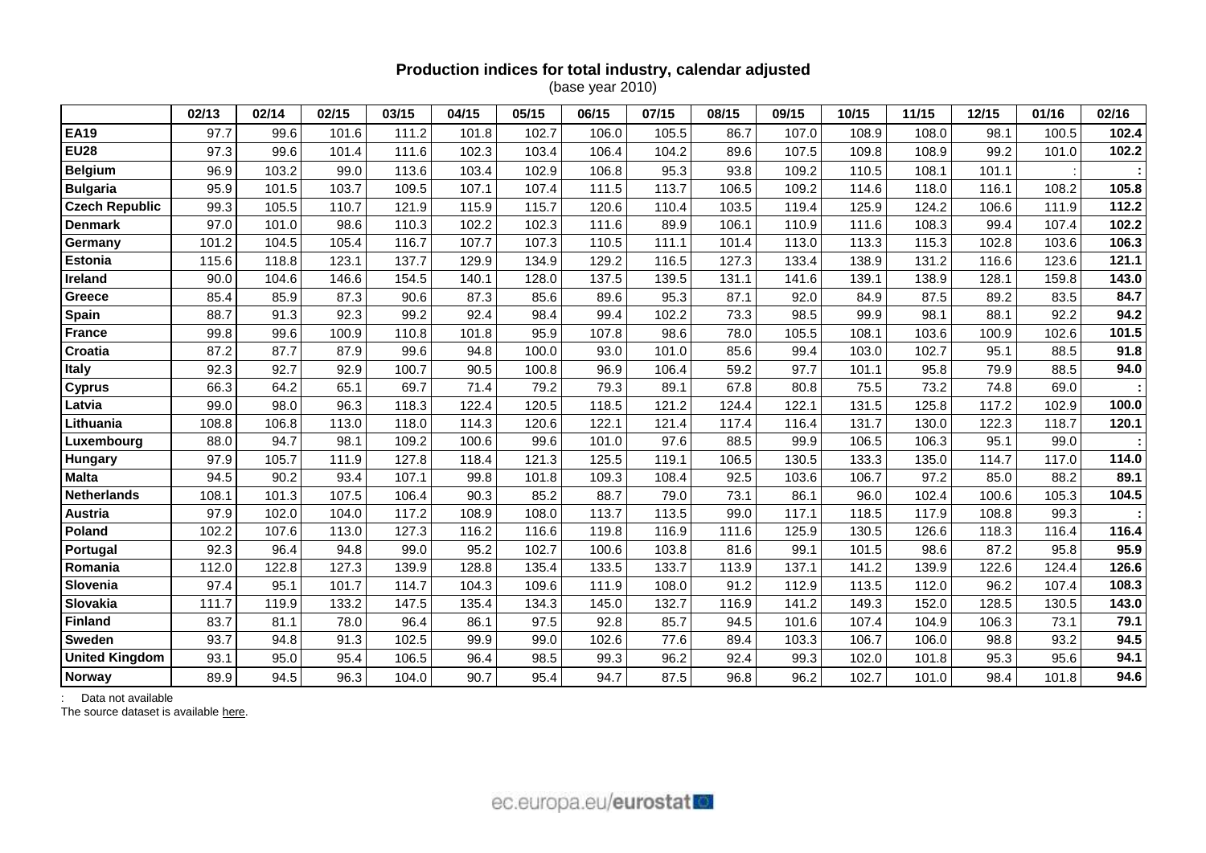**Production indices for total industry, calendar adjusted**

(base year 2010)

| | 02/13 | 02/14 | 02/15 | 03/15 | 04/15 | 05/15 | 06/15 | 07/15 | 08/15 | 09/15 | 10/15 | 11/15 | 12/15 | 01/16 | 02/16 |
|---|---|---|---|---|---|---|---|---|---|---|---|---|---|---|---|
| **EA19** | 97.7 | 99.6 | 101.6 | 111.2 | 101.8 | 102.7 | 106.0 | 105.5 | 86.7 | 107.0 | 108.9 | 108.0 | 98.1 | 100.5 | **102.4** |
| **EU28** | 97.3 | 99.6 | 101.4 | 111.6 | 102.3 | 103.4 | 106.4 | 104.2 | 89.6 | 107.5 | 109.8 | 108.9 | 99.2 | 101.0 | **102.2** |
| **Belgium** | 96.9 | 103.2 | 99.0 | 113.6 | 103.4 | 102.9 | 106.8 | 95.3 | 93.8 | 109.2 | 110.5 | 108.1 | 101.1 | : | **:** |
| **Bulgaria** | 95.9 | 101.5 | 103.7 | 109.5 | 107.1 | 107.4 | 111.5 | 113.7 | 106.5 | 109.2 | 114.6 | 118.0 | 116.1 | 108.2 | **105.8** |
| **Czech Republic** | 99.3 | 105.5 | 110.7 | 121.9 | 115.9 | 115.7 | 120.6 | 110.4 | 103.5 | 119.4 | 125.9 | 124.2 | 106.6 | 111.9 | **112.2** |
| **Denmark** | 97.0 | 101.0 | 98.6 | 110.3 | 102.2 | 102.3 | 111.6 | 89.9 | 106.1 | 110.9 | 111.6 | 108.3 | 99.4 | 107.4 | **102.2** |
| **Germany** | 101.2 | 104.5 | 105.4 | 116.7 | 107.7 | 107.3 | 110.5 | 111.1 | 101.4 | 113.0 | 113.3 | 115.3 | 102.8 | 103.6 | **106.3** |
| **Estonia** | 115.6 | 118.8 | 123.1 | 137.7 | 129.9 | 134.9 | 129.2 | 116.5 | 127.3 | 133.4 | 138.9 | 131.2 | 116.6 | 123.6 | **121.1** |
| **Ireland** | 90.0 | 104.6 | 146.6 | 154.5 | 140.1 | 128.0 | 137.5 | 139.5 | 131.1 | 141.6 | 139.1 | 138.9 | 128.1 | 159.8 | **143.0** |
| **Greece** | 85.4 | 85.9 | 87.3 | 90.6 | 87.3 | 85.6 | 89.6 | 95.3 | 87.1 | 92.0 | 84.9 | 87.5 | 89.2 | 83.5 | **84.7** |
| **Spain** | 88.7 | 91.3 | 92.3 | 99.2 | 92.4 | 98.4 | 99.4 | 102.2 | 73.3 | 98.5 | 99.9 | 98.1 | 88.1 | 92.2 | **94.2** |
| **France** | 99.8 | 99.6 | 100.9 | 110.8 | 101.8 | 95.9 | 107.8 | 98.6 | 78.0 | 105.5 | 108.1 | 103.6 | 100.9 | 102.6 | **101.5** |
| **Croatia** | 87.2 | 87.7 | 87.9 | 99.6 | 94.8 | 100.0 | 93.0 | 101.0 | 85.6 | 99.4 | 103.0 | 102.7 | 95.1 | 88.5 | **91.8** |
| **Italy** | 92.3 | 92.7 | 92.9 | 100.7 | 90.5 | 100.8 | 96.9 | 106.4 | 59.2 | 97.7 | 101.1 | 95.8 | 79.9 | 88.5 | **94.0** |
| **Cyprus** | 66.3 | 64.2 | 65.1 | 69.7 | 71.4 | 79.2 | 79.3 | 89.1 | 67.8 | 80.8 | 75.5 | 73.2 | 74.8 | 69.0 | **:** |
| **Latvia** | 99.0 | 98.0 | 96.3 | 118.3 | 122.4 | 120.5 | 118.5 | 121.2 | 124.4 | 122.1 | 131.5 | 125.8 | 117.2 | 102.9 | **100.0** |
| **Lithuania** | 108.8 | 106.8 | 113.0 | 118.0 | 114.3 | 120.6 | 122.1 | 121.4 | 117.4 | 116.4 | 131.7 | 130.0 | 122.3 | 118.7 | **120.1** |
| **Luxembourg** | 88.0 | 94.7 | 98.1 | 109.2 | 100.6 | 99.6 | 101.0 | 97.6 | 88.5 | 99.9 | 106.5 | 106.3 | 95.1 | 99.0 | **:** |
| **Hungary** | 97.9 | 105.7 | 111.9 | 127.8 | 118.4 | 121.3 | 125.5 | 119.1 | 106.5 | 130.5 | 133.3 | 135.0 | 114.7 | 117.0 | **114.0** |
| **Malta** | 94.5 | 90.2 | 93.4 | 107.1 | 99.8 | 101.8 | 109.3 | 108.4 | 92.5 | 103.6 | 106.7 | 97.2 | 85.0 | 88.2 | **89.1** |
| **Netherlands** | 108.1 | 101.3 | 107.5 | 106.4 | 90.3 | 85.2 | 88.7 | 79.0 | 73.1 | 86.1 | 96.0 | 102.4 | 100.6 | 105.3 | **104.5** |
| **Austria** | 97.9 | 102.0 | 104.0 | 117.2 | 108.9 | 108.0 | 113.7 | 113.5 | 99.0 | 117.1 | 118.5 | 117.9 | 108.8 | 99.3 | **:** |
| **Poland** | 102.2 | 107.6 | 113.0 | 127.3 | 116.2 | 116.6 | 119.8 | 116.9 | 111.6 | 125.9 | 130.5 | 126.6 | 118.3 | 116.4 | **116.4** |
| **Portugal** | 92.3 | 96.4 | 94.8 | 99.0 | 95.2 | 102.7 | 100.6 | 103.8 | 81.6 | 99.1 | 101.5 | 98.6 | 87.2 | 95.8 | **95.9** |
| **Romania** | 112.0 | 122.8 | 127.3 | 139.9 | 128.8 | 135.4 | 133.5 | 133.7 | 113.9 | 137.1 | 141.2 | 139.9 | 122.6 | 124.4 | **126.6** |
| **Slovenia** | 97.4 | 95.1 | 101.7 | 114.7 | 104.3 | 109.6 | 111.9 | 108.0 | 91.2 | 112.9 | 113.5 | 112.0 | 96.2 | 107.4 | **108.3** |
| **Slovakia** | 111.7 | 119.9 | 133.2 | 147.5 | 135.4 | 134.3 | 145.0 | 132.7 | 116.9 | 141.2 | 149.3 | 152.0 | 128.5 | 130.5 | **143.0** |
| **Finland** | 83.7 | 81.1 | 78.0 | 96.4 | 86.1 | 97.5 | 92.8 | 85.7 | 94.5 | 101.6 | 107.4 | 104.9 | 106.3 | 73.1 | **79.1** |
| **Sweden** | 93.7 | 94.8 | 91.3 | 102.5 | 99.9 | 99.0 | 102.6 | 77.6 | 89.4 | 103.3 | 106.7 | 106.0 | 98.8 | 93.2 | **94.5** |
| **United Kingdom** | 93.1 | 95.0 | 95.4 | 106.5 | 96.4 | 98.5 | 99.3 | 96.2 | 92.4 | 99.3 | 102.0 | 101.8 | 95.3 | 95.6 | **94.1** |
| **Norway** | 89.9 | 94.5 | 96.3 | 104.0 | 90.7 | 95.4 | 94.7 | 87.5 | 96.8 | 96.2 | 102.7 | 101.0 | 98.4 | 101.8 | **94.6** |

: Data not available

The source dataset is available here.